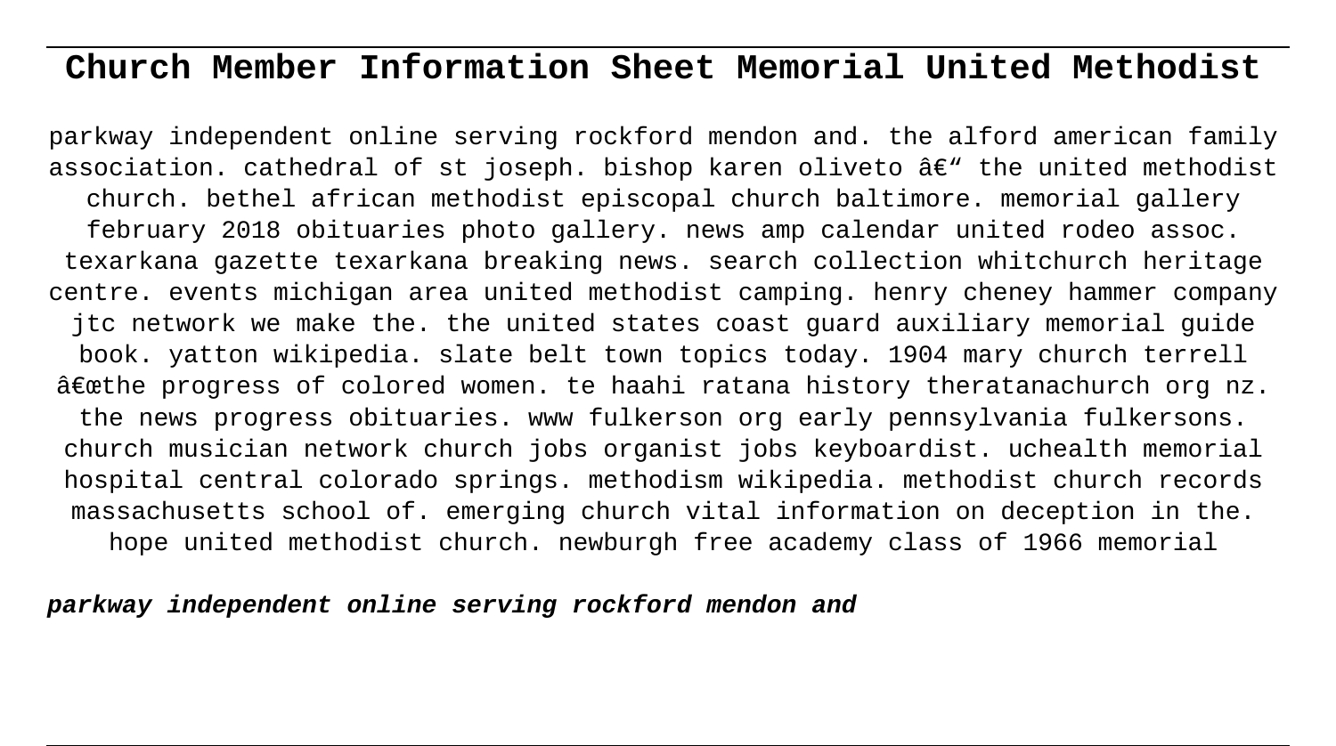# Church Member Information Sheet Memorial United Methodist

parkway independent online serving rockford mendon and. the alford american family association. cathedral of st joseph. bishop karen oliveto â€" the united methodist church. bethel african methodist episcopal church baltimore. memorial gallery february 2018 obituaries photo gallery. news amp calendar united rodeo assoc. texarkana gazette texarkana breaking news. search collection whitchurch heritage centre. events michigan area united methodist camping. henry cheney hammer company jtc network we make the. the united states coast guard auxiliary memorial guide book. yatton wikipedia. slate belt town topics today. 1904 mary church terrell â€œthe progress of colored women. te haahi ratana history theratanachurch org nz. the news progress obituaries. www fulkerson org early pennsylvania fulkersons. church musician network church jobs organist jobs keyboardist. uchealth memorial hospital central colorado springs. methodism wikipedia. methodist church records massachusetts school of. emerging church vital information on deception in the. hope united methodist church. newburgh free academy class of 1966 memorial

***parkway independent online serving rockford mendon and***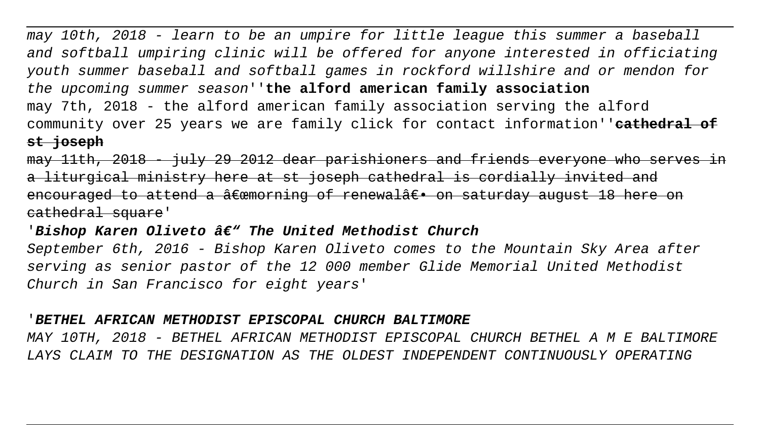may 10th, 2018 - learn to be an umpire for little league this summer a baseball and softball umpiring clinic will be offered for anyone interested in officiating youth summer baseball and softball games in rockford willshire and or mendon for the upcoming summer season''**the alford american family association**

may 7th, 2018 - the alford american family association serving the alford community over 25 years we are family click for contact information''~~**cathedral of st joseph**~~

~~may 11th, 2018 - july 29 2012 dear parishioners and friends everyone who serves in a liturgical ministry here at st joseph cathedral is cordially invited and encouraged to attend a â€œmorning of renewalâ€• on saturday august 18 here on cathedral square'~~

'***Bishop Karen Oliveto â€" The United Methodist Church***

*September 6th, 2016 - Bishop Karen Oliveto comes to the Mountain Sky Area after serving as senior pastor of the 12 000 member Glide Memorial United Methodist Church in San Francisco for eight years'*

'***BETHEL AFRICAN METHODIST EPISCOPAL CHURCH BALTIMORE***

*MAY 10TH, 2018 - BETHEL AFRICAN METHODIST EPISCOPAL CHURCH BETHEL A M E BALTIMORE LAYS CLAIM TO THE DESIGNATION AS THE OLDEST INDEPENDENT CONTINUOUSLY OPERATING*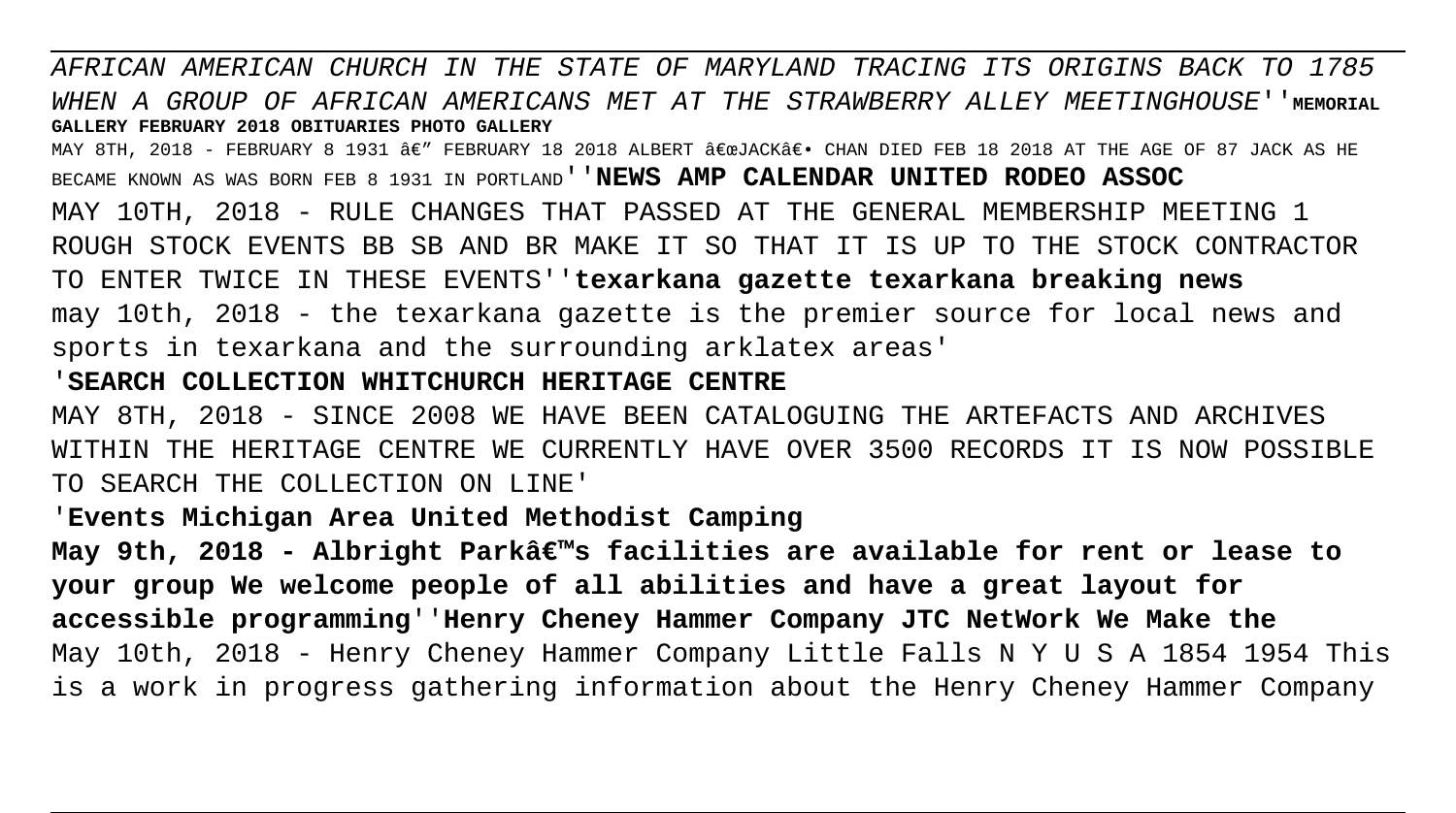*AFRICAN AMERICAN CHURCH IN THE STATE OF MARYLAND TRACING ITS ORIGINS BACK TO 1785 WHEN A GROUP OF AFRICAN AMERICANS MET AT THE STRAWBERRY ALLEY MEETINGHOUSE*''**MEMORIAL GALLERY FEBRUARY 2018 OBITUARIES PHOTO GALLERY**

MAY 8TH, 2018 - FEBRUARY 8 1931 â€" FEBRUARY 18 2018 ALBERT â€œJACKâ€• CHAN DIED FEB 18 2018 AT THE AGE OF 87 JACK AS HE BECAME KNOWN AS WAS BORN FEB 8 1931 IN PORTLAND''**NEWS AMP CALENDAR UNITED RODEO ASSOC**

MAY 10TH, 2018 - RULE CHANGES THAT PASSED AT THE GENERAL MEMBERSHIP MEETING 1 ROUGH STOCK EVENTS BB SB AND BR MAKE IT SO THAT IT IS UP TO THE STOCK CONTRACTOR TO ENTER TWICE IN THESE EVENTS''**texarkana gazette texarkana breaking news**

may 10th, 2018 - the texarkana gazette is the premier source for local news and sports in texarkana and the surrounding arklatex areas'

'**SEARCH COLLECTION WHITCHURCH HERITAGE CENTRE**

MAY 8TH, 2018 - SINCE 2008 WE HAVE BEEN CATALOGUING THE ARTEFACTS AND ARCHIVES WITHIN THE HERITAGE CENTRE WE CURRENTLY HAVE OVER 3500 RECORDS IT IS NOW POSSIBLE TO SEARCH THE COLLECTION ON LINE'

'**Events Michigan Area United Methodist Camping**

**May 9th, 2018 - Albright Parkâ€™s facilities are available for rent or lease to your group We welcome people of all abilities and have a great layout for accessible programming**''**Henry Cheney Hammer Company JTC NetWork We Make the**

May 10th, 2018 - Henry Cheney Hammer Company Little Falls N Y U S A 1854 1954 This is a work in progress gathering information about the Henry Cheney Hammer Company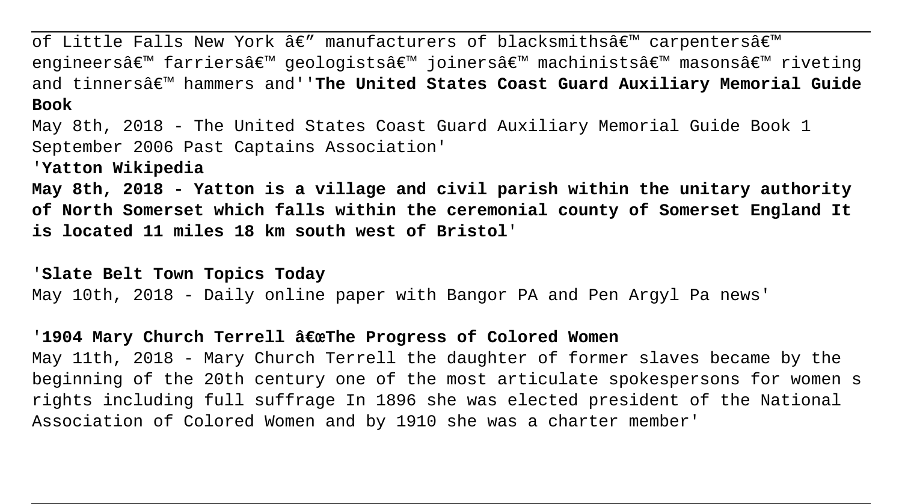of Little Falls New York â€" manufacturers of blacksmithsâ€™ carpentersâ€™ engineersâ€™ farriersâ€™ geologistsâ€™ joinersâ€™ machinistsâ€™ masonsâ€™ riveting and tinnersâ€™ hammers and''**The United States Coast Guard Auxiliary Memorial Guide Book**

May 8th, 2018 - The United States Coast Guard Auxiliary Memorial Guide Book 1 September 2006 Past Captains Association'

'**Yatton Wikipedia**

**May 8th, 2018 - Yatton is a village and civil parish within the unitary authority of North Somerset which falls within the ceremonial county of Somerset England It is located 11 miles 18 km south west of Bristol**'

'**Slate Belt Town Topics Today**

May 10th, 2018 - Daily online paper with Bangor PA and Pen Argyl Pa news'

'**1904 Mary Church Terrell â€œThe Progress of Colored Women**

May 11th, 2018 - Mary Church Terrell the daughter of former slaves became by the beginning of the 20th century one of the most articulate spokespersons for women s rights including full suffrage In 1896 she was elected president of the National Association of Colored Women and by 1910 she was a charter member'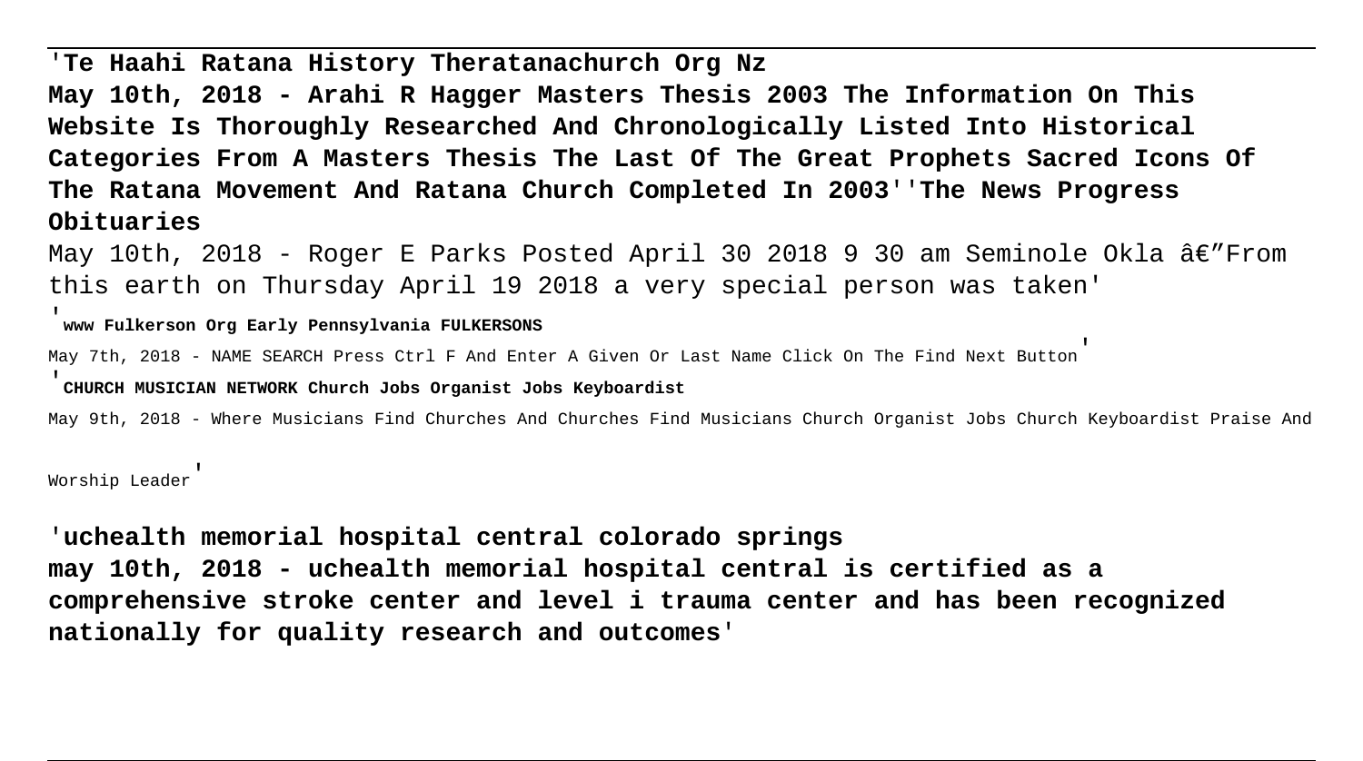'**Te Haahi Ratana History Theratanachurch Org Nz**
**May 10th, 2018 - Arahi R Hagger Masters Thesis 2003 The Information On This Website Is Thoroughly Researched And Chronologically Listed Into Historical Categories From A Masters Thesis The Last Of The Great Prophets Sacred Icons Of The Ratana Movement And Ratana Church Completed In 2003**''**The News Progress Obituaries**

May 10th, 2018 - Roger E Parks Posted April 30 2018 9 30 am Seminole Okla â€"From this earth on Thursday April 19 2018 a very special person was taken'

'**www Fulkerson Org Early Pennsylvania FULKERSONS**

May 7th, 2018 - NAME SEARCH Press Ctrl F And Enter A Given Or Last Name Click On The Find Next Button'

'**CHURCH MUSICIAN NETWORK Church Jobs Organist Jobs Keyboardist**

May 9th, 2018 - Where Musicians Find Churches And Churches Find Musicians Church Organist Jobs Church Keyboardist Praise And Worship Leader'

'**uchealth memorial hospital central colorado springs**
**may 10th, 2018 - uchealth memorial hospital central is certified as a comprehensive stroke center and level i trauma center and has been recognized nationally for quality research and outcomes**'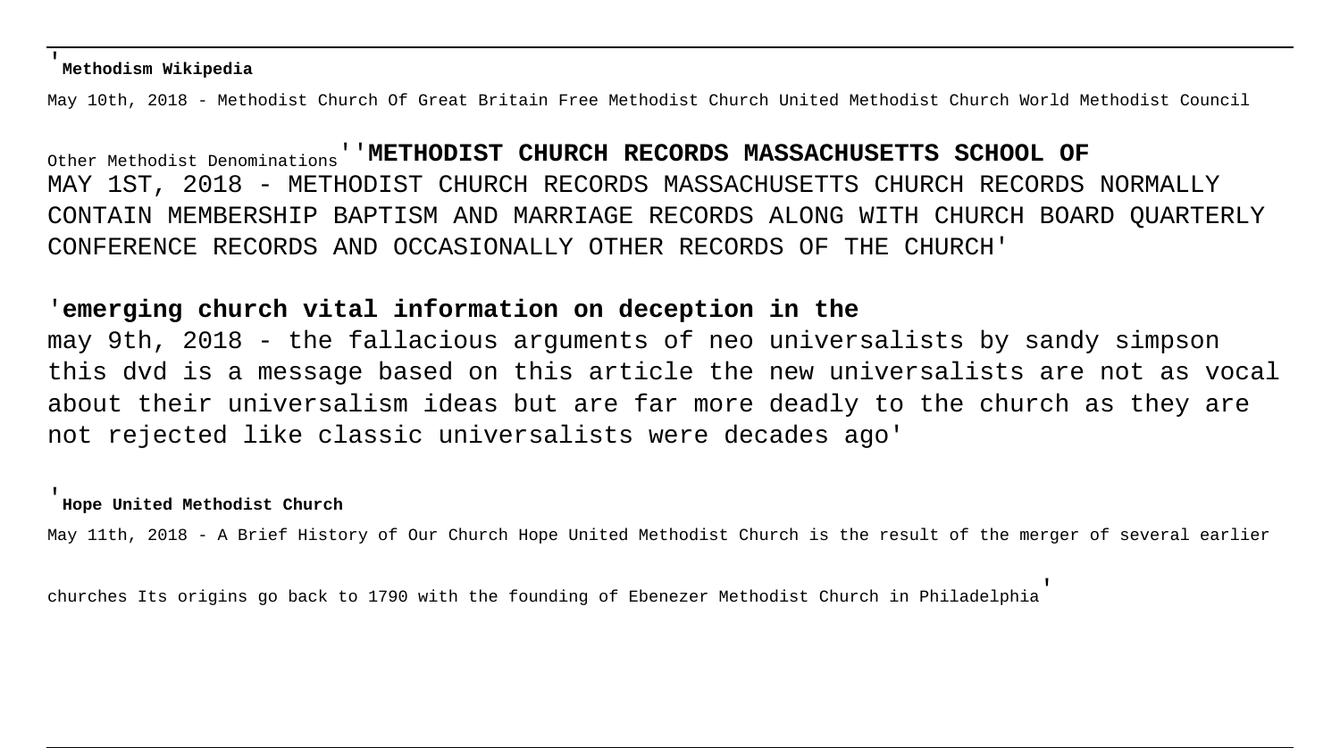'**Methodism Wikipedia**

May 10th, 2018 - Methodist Church Of Great Britain Free Methodist Church United Methodist Church World Methodist Council Other Methodist Denominations''**METHODIST CHURCH RECORDS MASSACHUSETTS SCHOOL OF**

MAY 1ST, 2018 - METHODIST CHURCH RECORDS MASSACHUSETTS CHURCH RECORDS NORMALLY CONTAIN MEMBERSHIP BAPTISM AND MARRIAGE RECORDS ALONG WITH CHURCH BOARD QUARTERLY CONFERENCE RECORDS AND OCCASIONALLY OTHER RECORDS OF THE CHURCH'

'**emerging church vital information on deception in the**

may 9th, 2018 - the fallacious arguments of neo universalists by sandy simpson this dvd is a message based on this article the new universalists are not as vocal about their universalism ideas but are far more deadly to the church as they are not rejected like classic universalists were decades ago'

'**Hope United Methodist Church**

May 11th, 2018 - A Brief History of Our Church Hope United Methodist Church is the result of the merger of several earlier churches Its origins go back to 1790 with the founding of Ebenezer Methodist Church in Philadelphia'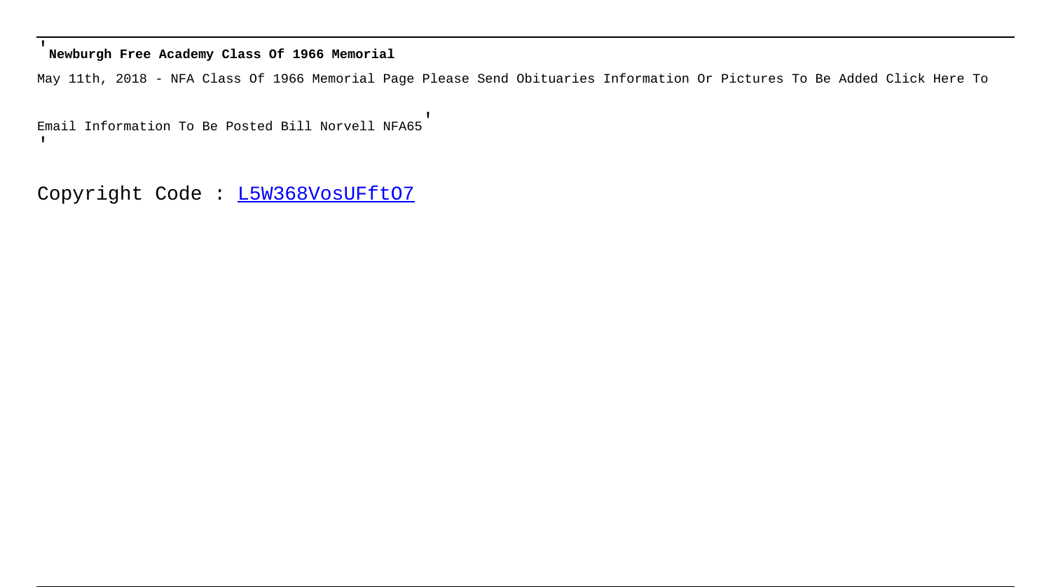'**Newburgh Free Academy Class Of 1966 Memorial**

May 11th, 2018 - NFA Class Of 1966 Memorial Page Please Send Obituaries Information Or Pictures To Be Added Click Here To Email Information To Be Posted Bill Norvell NFA65'

'

Copyright Code : L5W368VosUFftO7